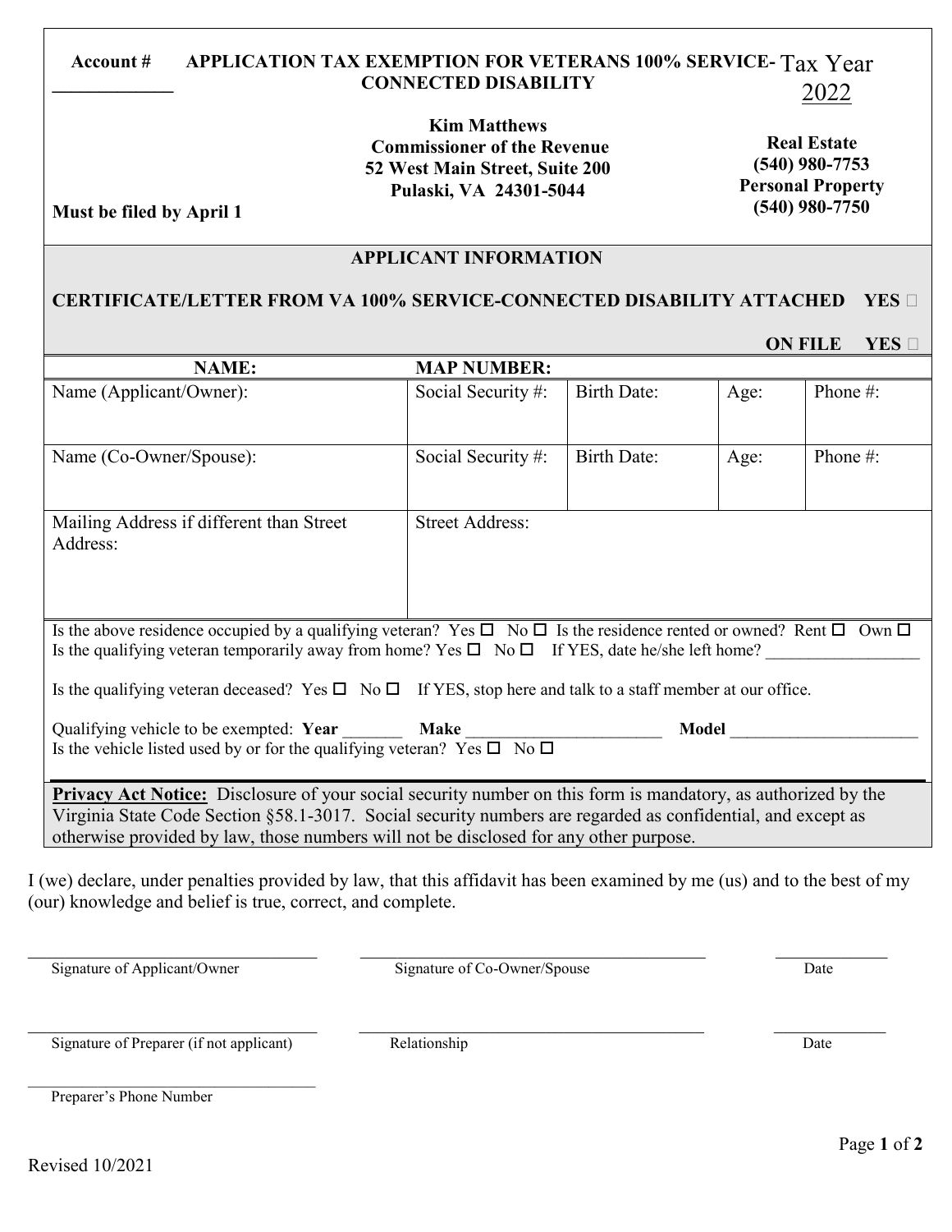**Account # \_\_\_\_\_\_\_\_\_\_\_\_**

# APPLICATION TAX EXEMPTION FOR VETERANS 100% SERVICE-CONNECTED DISABILITY

Tax Year 2022

**Kim Matthews**
**Commissioner of the Revenue**
**52 West Main Street, Suite 200**
**Pulaski, VA 24301-5044**

**Real Estate**
**(540) 980-7753**
**Personal Property**
**(540) 980-7750**

**Must be filed by April 1**

## APPLICANT INFORMATION

**CERTIFICATE/LETTER FROM VA 100% SERVICE-CONNECTED DISABILITY ATTACHED YES ☐**

**ON FILE YES ☐**

| **NAME:** | **MAP NUMBER:** | | | |
|---|---|---|---|---|
| Name (Applicant/Owner): | Social Security #: | Birth Date: | Age: | Phone #: |
| Name (Co-Owner/Spouse): | Social Security #: | Birth Date: | Age: | Phone #: |
| Mailing Address if different than Street Address: | Street Address: | | | |

Is the above residence occupied by a qualifying veteran? Yes ☐ No ☐ Is the residence rented or owned? Rent ☐ Own ☐
Is the qualifying veteran temporarily away from home? Yes ☐ No ☐ If YES, date he/she left home? \_\_\_\_\_\_\_\_\_\_\_\_\_\_\_\_\_\_

Is the qualifying veteran deceased? Yes ☐ No ☐ If YES, stop here and talk to a staff member at our office.

Qualifying vehicle to be exempted: **Year** \_\_\_\_\_\_\_ **Make** \_\_\_\_\_\_\_\_\_\_\_\_\_\_\_\_\_\_\_\_\_\_\_ **Model** \_\_\_\_\_\_\_\_\_\_\_\_\_\_\_\_\_\_\_\_\_\_
Is the vehicle listed used by or for the qualifying veteran? Yes ☐ No ☐

**Privacy Act Notice:** Disclosure of your social security number on this form is mandatory, as authorized by the Virginia State Code Section §58.1-3017. Social security numbers are regarded as confidential, and except as otherwise provided by law, those numbers will not be disclosed for any other purpose.

I (we) declare, under penalties provided by law, that this affidavit has been examined by me (us) and to the best of my (our) knowledge and belief is true, correct, and complete.

\_\_\_\_\_\_\_\_\_\_\_\_\_\_\_\_\_\_\_\_\_\_\_\_\_\_\_\_ \_\_\_\_\_\_\_\_\_\_\_\_\_\_\_\_\_\_\_\_\_\_\_\_\_\_\_\_ \_\_\_\_\_\_\_\_\_\_\_\_
Signature of Applicant/Owner Signature of Co-Owner/Spouse Date

\_\_\_\_\_\_\_\_\_\_\_\_\_\_\_\_\_\_\_\_\_\_\_\_\_\_\_\_ \_\_\_\_\_\_\_\_\_\_\_\_\_\_\_\_\_\_\_\_\_\_\_\_\_\_\_\_ \_\_\_\_\_\_\_\_\_\_\_\_
Signature of Preparer (if not applicant) Relationship Date

\_\_\_\_\_\_\_\_\_\_\_\_\_\_\_\_\_\_\_\_\_\_\_\_\_\_\_\_
Preparer's Phone Number

Revised 10/2021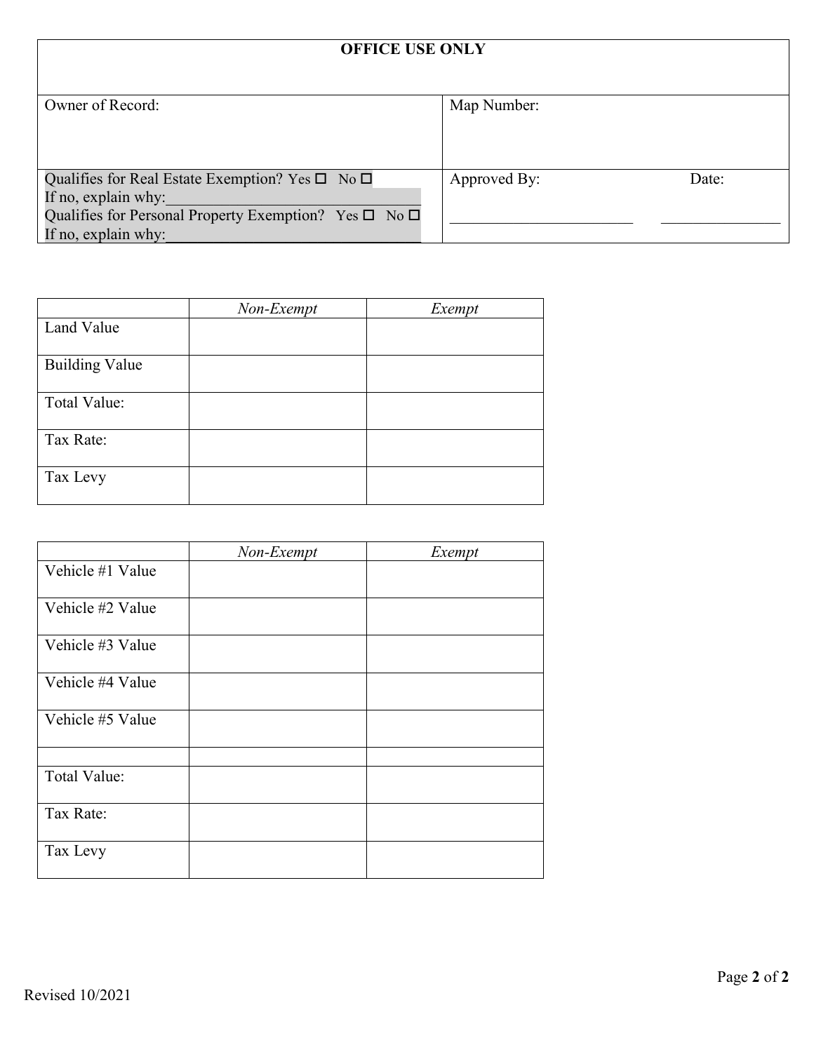| OFFICE USE ONLY | |
|---|---|
| Owner of Record: | Map Number: |
| Qualifies for Real Estate Exemption? Yes ☐ No ☐<br>If no, explain why:___________________________<br>Qualifies for Personal Property Exemption? Yes ☐ No ☐<br>If no, explain why:___________________________ | Approved By: Date:<br>_______________________ _______________ |

| | *Non-Exempt* | *Exempt* |
|---|---|---|
| Land Value | | |
| Building Value | | |
| Total Value: | | |
| Tax Rate: | | |
| Tax Levy | | |

| | *Non-Exempt* | *Exempt* |
|---|---|---|
| Vehicle #1 Value | | |
| Vehicle #2 Value | | |
| Vehicle #3 Value | | |
| Vehicle #4 Value | | |
| Vehicle #5 Value | | |
| | | |
| Total Value: | | |
| Tax Rate: | | |
| Tax Levy | | |

Revised 10/2021